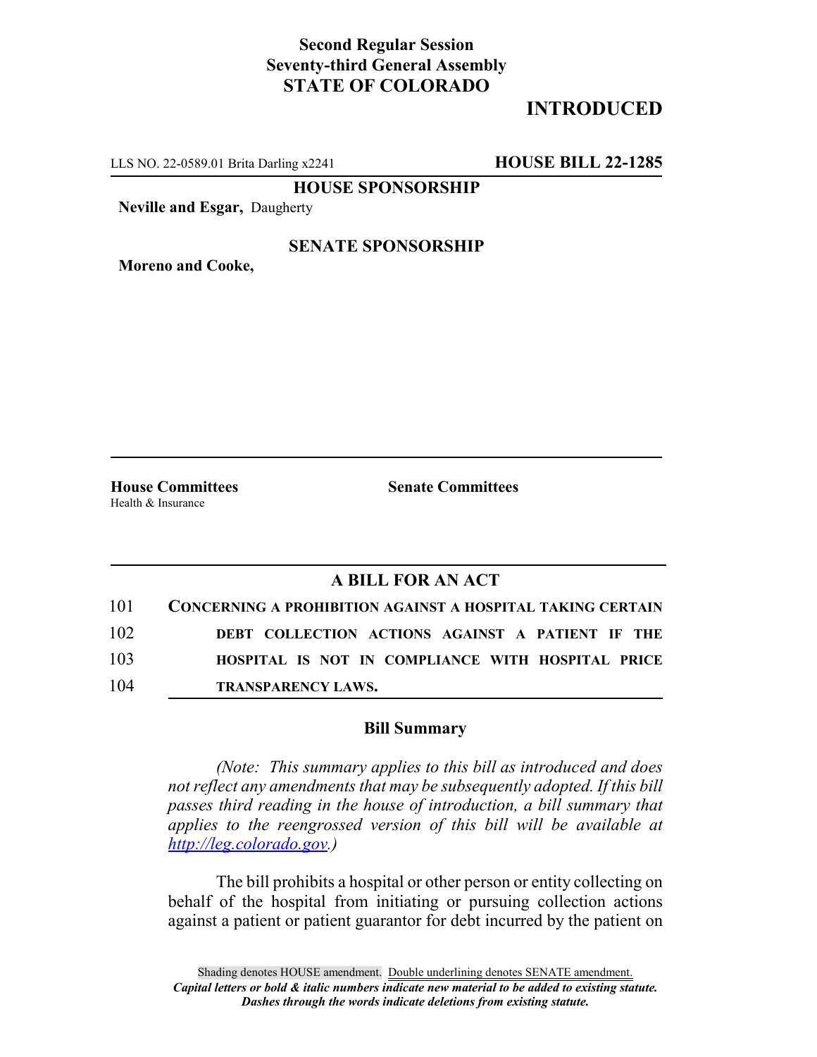**Second Regular Session**
**Seventy-third General Assembly**
**STATE OF COLORADO**

# INTRODUCED

LLS NO. 22-0589.01 Brita Darling x2241 **HOUSE BILL 22-1285**

**HOUSE SPONSORSHIP**

**Neville and Esgar,** Daugherty

**SENATE SPONSORSHIP**

**Moreno and Cooke,**

**House Committees**
Health & Insurance

**Senate Committees**

## A BILL FOR AN ACT

101 **CONCERNING A PROHIBITION AGAINST A HOSPITAL TAKING CERTAIN**
102 **DEBT COLLECTION ACTIONS AGAINST A PATIENT IF THE**
103 **HOSPITAL IS NOT IN COMPLIANCE WITH HOSPITAL PRICE**
104 **TRANSPARENCY LAWS.**

### Bill Summary

*(Note: This summary applies to this bill as introduced and does not reflect any amendments that may be subsequently adopted. If this bill passes third reading in the house of introduction, a bill summary that applies to the reengrossed version of this bill will be available at http://leg.colorado.gov.)*

The bill prohibits a hospital or other person or entity collecting on behalf of the hospital from initiating or pursuing collection actions against a patient or patient guarantor for debt incurred by the patient on

Shading denotes HOUSE amendment. Double underlining denotes SENATE amendment.
*Capital letters or bold & italic numbers indicate new material to be added to existing statute.*
*Dashes through the words indicate deletions from existing statute.*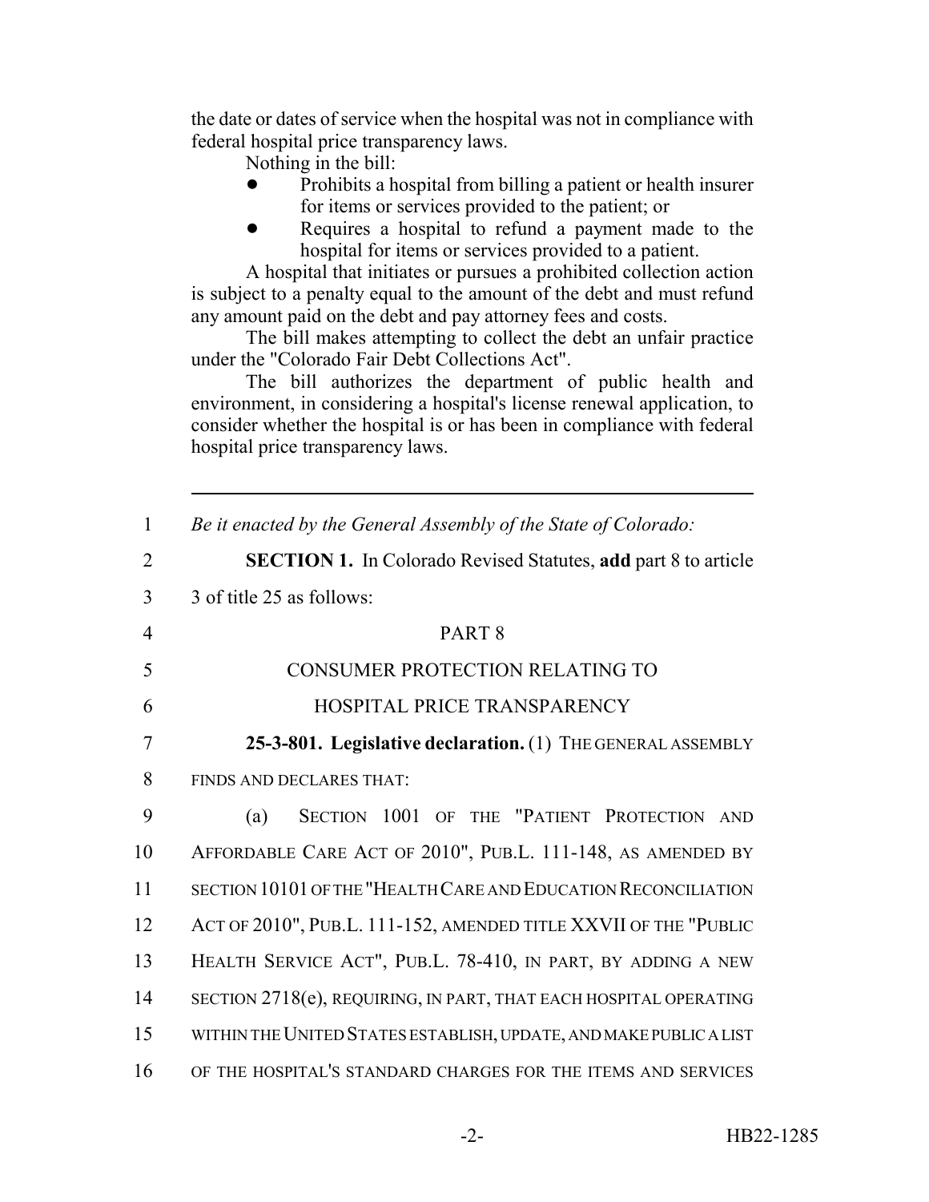the date or dates of service when the hospital was not in compliance with federal hospital price transparency laws.

Nothing in the bill:

- Prohibits a hospital from billing a patient or health insurer for items or services provided to the patient; or
- Requires a hospital to refund a payment made to the hospital for items or services provided to a patient.

A hospital that initiates or pursues a prohibited collection action is subject to a penalty equal to the amount of the debt and must refund any amount paid on the debt and pay attorney fees and costs.

The bill makes attempting to collect the debt an unfair practice under the "Colorado Fair Debt Collections Act".

The bill authorizes the department of public health and environment, in considering a hospital's license renewal application, to consider whether the hospital is or has been in compliance with federal hospital price transparency laws.

---

1 *Be it enacted by the General Assembly of the State of Colorado:*

2 **SECTION 1.** In Colorado Revised Statutes, **add** part 8 to article
3 3 of title 25 as follows:

4 PART 8

5 CONSUMER PROTECTION RELATING TO

6 HOSPITAL PRICE TRANSPARENCY

7 **25-3-801. Legislative declaration.** (1) THE GENERAL ASSEMBLY
8 FINDS AND DECLARES THAT:

9 (a) SECTION 1001 OF THE "PATIENT PROTECTION AND
10 AFFORDABLE CARE ACT OF 2010", PUB.L. 111-148, AS AMENDED BY
11 SECTION 10101 OF THE "HEALTH CARE AND EDUCATION RECONCILIATION
12 ACT OF 2010", PUB.L. 111-152, AMENDED TITLE XXVII OF THE "PUBLIC
13 HEALTH SERVICE ACT", PUB.L. 78-410, IN PART, BY ADDING A NEW
14 SECTION 2718(e), REQUIRING, IN PART, THAT EACH HOSPITAL OPERATING
15 WITHIN THE UNITED STATES ESTABLISH, UPDATE, AND MAKE PUBLIC A LIST
16 OF THE HOSPITAL'S STANDARD CHARGES FOR THE ITEMS AND SERVICES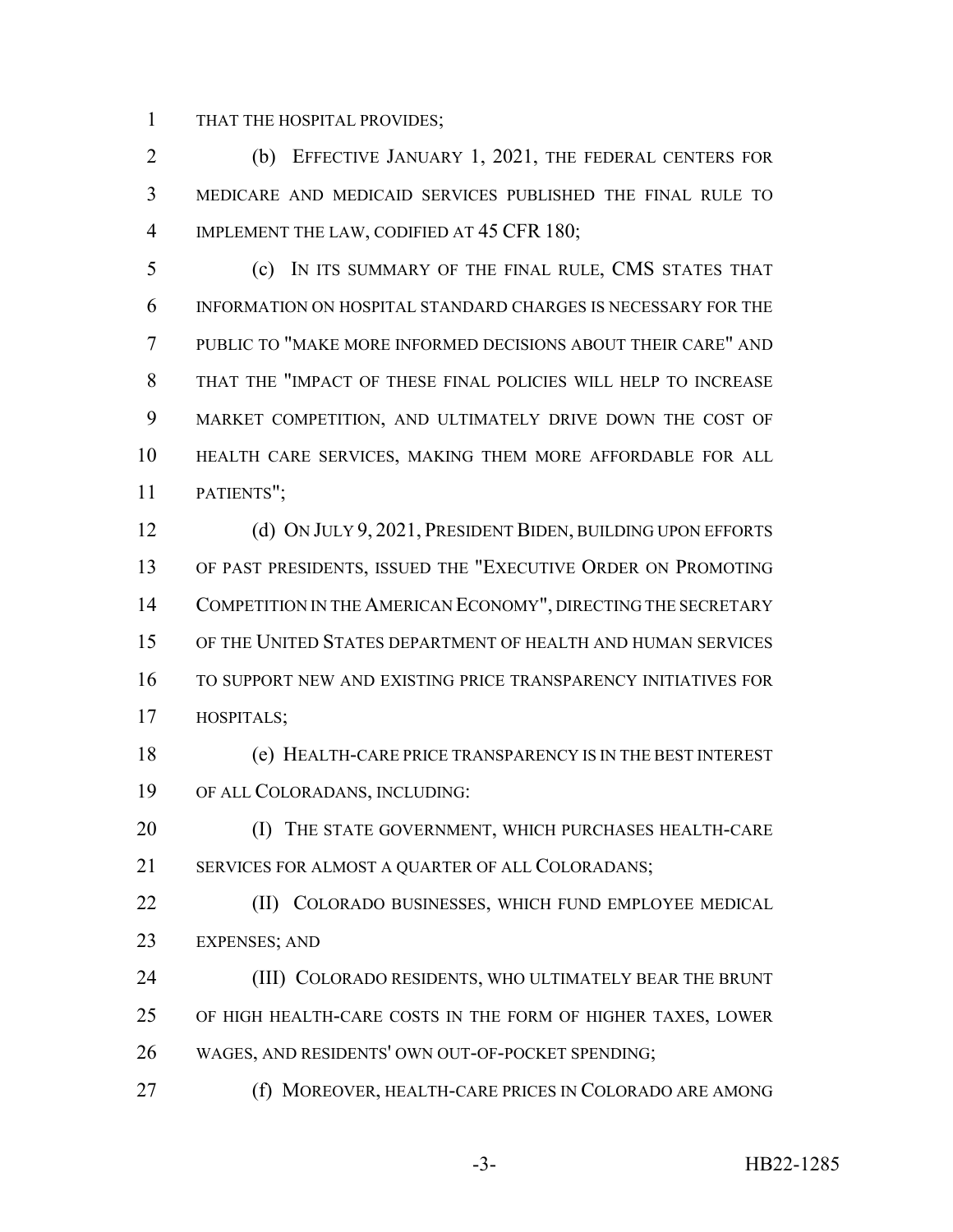THAT THE HOSPITAL PROVIDES;

(b) EFFECTIVE JANUARY 1, 2021, THE FEDERAL CENTERS FOR MEDICARE AND MEDICAID SERVICES PUBLISHED THE FINAL RULE TO IMPLEMENT THE LAW, CODIFIED AT 45 CFR 180;

(c) IN ITS SUMMARY OF THE FINAL RULE, CMS STATES THAT INFORMATION ON HOSPITAL STANDARD CHARGES IS NECESSARY FOR THE PUBLIC TO "MAKE MORE INFORMED DECISIONS ABOUT THEIR CARE" AND THAT THE "IMPACT OF THESE FINAL POLICIES WILL HELP TO INCREASE MARKET COMPETITION, AND ULTIMATELY DRIVE DOWN THE COST OF HEALTH CARE SERVICES, MAKING THEM MORE AFFORDABLE FOR ALL PATIENTS";

(d) ON JULY 9, 2021, PRESIDENT BIDEN, BUILDING UPON EFFORTS OF PAST PRESIDENTS, ISSUED THE "EXECUTIVE ORDER ON PROMOTING COMPETITION IN THE AMERICAN ECONOMY", DIRECTING THE SECRETARY OF THE UNITED STATES DEPARTMENT OF HEALTH AND HUMAN SERVICES TO SUPPORT NEW AND EXISTING PRICE TRANSPARENCY INITIATIVES FOR HOSPITALS;

(e) HEALTH-CARE PRICE TRANSPARENCY IS IN THE BEST INTEREST OF ALL COLORADANS, INCLUDING:

(I) THE STATE GOVERNMENT, WHICH PURCHASES HEALTH-CARE SERVICES FOR ALMOST A QUARTER OF ALL COLORADANS;

(II) COLORADO BUSINESSES, WHICH FUND EMPLOYEE MEDICAL EXPENSES; AND

(III) COLORADO RESIDENTS, WHO ULTIMATELY BEAR THE BRUNT OF HIGH HEALTH-CARE COSTS IN THE FORM OF HIGHER TAXES, LOWER WAGES, AND RESIDENTS' OWN OUT-OF-POCKET SPENDING;

(f) MOREOVER, HEALTH-CARE PRICES IN COLORADO ARE AMONG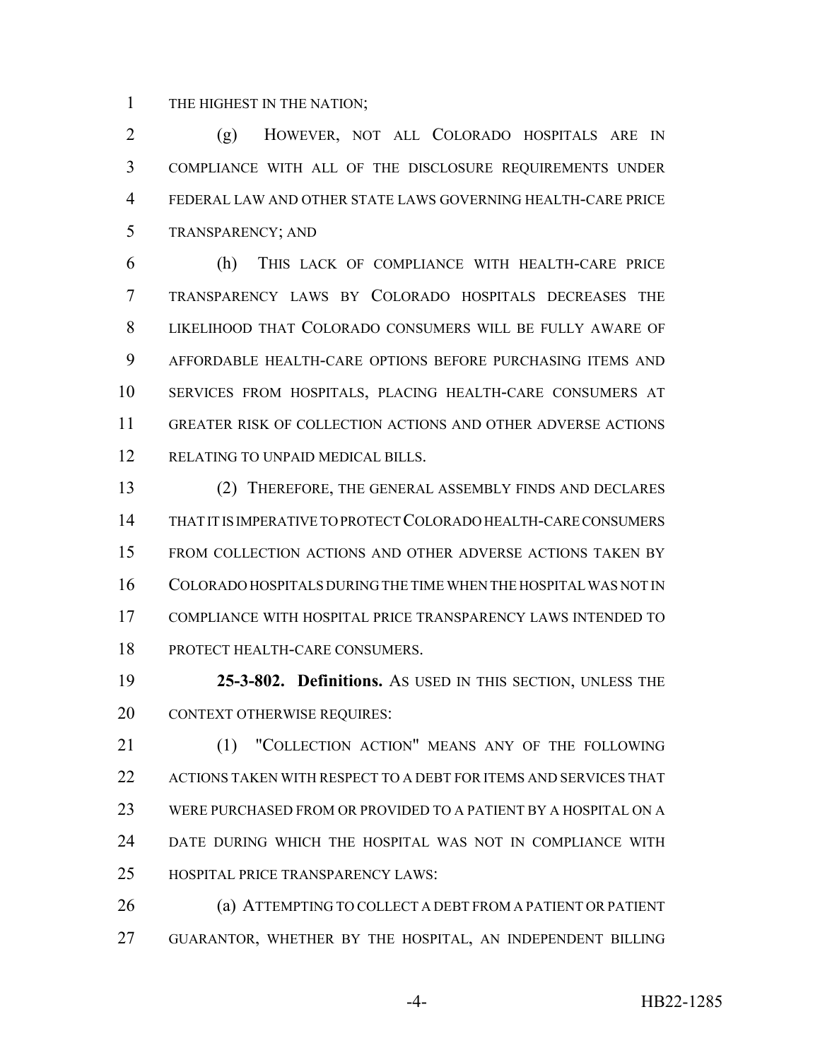THE HIGHEST IN THE NATION;

(g) HOWEVER, NOT ALL COLORADO HOSPITALS ARE IN COMPLIANCE WITH ALL OF THE DISCLOSURE REQUIREMENTS UNDER FEDERAL LAW AND OTHER STATE LAWS GOVERNING HEALTH-CARE PRICE TRANSPARENCY; AND

(h) THIS LACK OF COMPLIANCE WITH HEALTH-CARE PRICE TRANSPARENCY LAWS BY COLORADO HOSPITALS DECREASES THE LIKELIHOOD THAT COLORADO CONSUMERS WILL BE FULLY AWARE OF AFFORDABLE HEALTH-CARE OPTIONS BEFORE PURCHASING ITEMS AND SERVICES FROM HOSPITALS, PLACING HEALTH-CARE CONSUMERS AT GREATER RISK OF COLLECTION ACTIONS AND OTHER ADVERSE ACTIONS RELATING TO UNPAID MEDICAL BILLS.

(2) THEREFORE, THE GENERAL ASSEMBLY FINDS AND DECLARES THAT IT IS IMPERATIVE TO PROTECT COLORADO HEALTH-CARE CONSUMERS FROM COLLECTION ACTIONS AND OTHER ADVERSE ACTIONS TAKEN BY COLORADO HOSPITALS DURING THE TIME WHEN THE HOSPITAL WAS NOT IN COMPLIANCE WITH HOSPITAL PRICE TRANSPARENCY LAWS INTENDED TO PROTECT HEALTH-CARE CONSUMERS.

**25-3-802. Definitions.** AS USED IN THIS SECTION, UNLESS THE CONTEXT OTHERWISE REQUIRES:

(1) "COLLECTION ACTION" MEANS ANY OF THE FOLLOWING ACTIONS TAKEN WITH RESPECT TO A DEBT FOR ITEMS AND SERVICES THAT WERE PURCHASED FROM OR PROVIDED TO A PATIENT BY A HOSPITAL ON A DATE DURING WHICH THE HOSPITAL WAS NOT IN COMPLIANCE WITH HOSPITAL PRICE TRANSPARENCY LAWS:

(a) ATTEMPTING TO COLLECT A DEBT FROM A PATIENT OR PATIENT GUARANTOR, WHETHER BY THE HOSPITAL, AN INDEPENDENT BILLING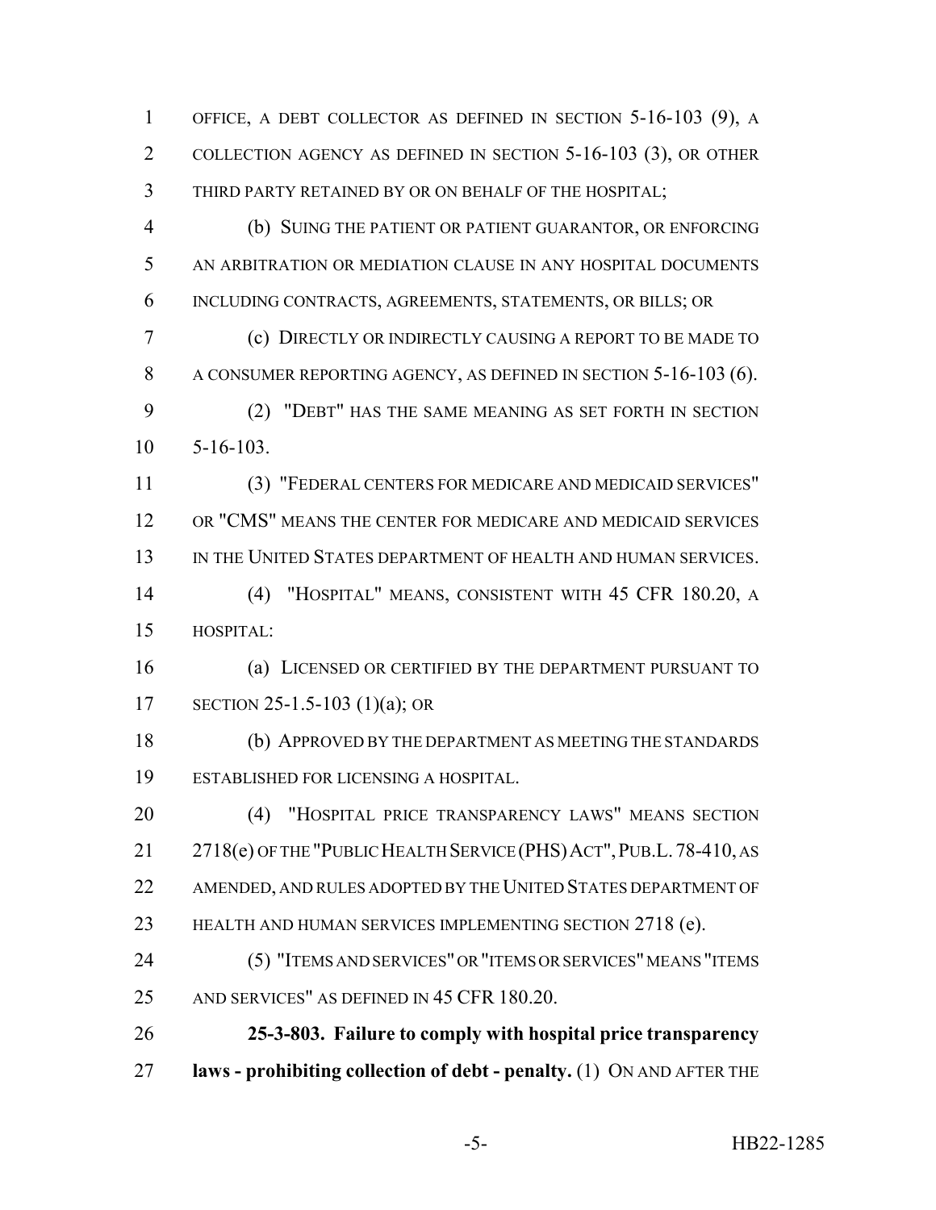OFFICE, A DEBT COLLECTOR AS DEFINED IN SECTION 5-16-103 (9), A COLLECTION AGENCY AS DEFINED IN SECTION 5-16-103 (3), OR OTHER THIRD PARTY RETAINED BY OR ON BEHALF OF THE HOSPITAL;

(b) SUING THE PATIENT OR PATIENT GUARANTOR, OR ENFORCING AN ARBITRATION OR MEDIATION CLAUSE IN ANY HOSPITAL DOCUMENTS INCLUDING CONTRACTS, AGREEMENTS, STATEMENTS, OR BILLS; OR

(c) DIRECTLY OR INDIRECTLY CAUSING A REPORT TO BE MADE TO A CONSUMER REPORTING AGENCY, AS DEFINED IN SECTION 5-16-103 (6).

(2) "DEBT" HAS THE SAME MEANING AS SET FORTH IN SECTION 5-16-103.

(3) "FEDERAL CENTERS FOR MEDICARE AND MEDICAID SERVICES" OR "CMS" MEANS THE CENTER FOR MEDICARE AND MEDICAID SERVICES IN THE UNITED STATES DEPARTMENT OF HEALTH AND HUMAN SERVICES.

(4) "HOSPITAL" MEANS, CONSISTENT WITH 45 CFR 180.20, A HOSPITAL:

(a) LICENSED OR CERTIFIED BY THE DEPARTMENT PURSUANT TO SECTION 25-1.5-103 (1)(a); OR

(b) APPROVED BY THE DEPARTMENT AS MEETING THE STANDARDS ESTABLISHED FOR LICENSING A HOSPITAL.

(4) "HOSPITAL PRICE TRANSPARENCY LAWS" MEANS SECTION 2718(e) OF THE "PUBLIC HEALTH SERVICE (PHS) ACT", PUB.L. 78-410, AS AMENDED, AND RULES ADOPTED BY THE UNITED STATES DEPARTMENT OF HEALTH AND HUMAN SERVICES IMPLEMENTING SECTION 2718 (e).

(5) "ITEMS AND SERVICES" OR "ITEMS OR SERVICES" MEANS "ITEMS AND SERVICES" AS DEFINED IN 45 CFR 180.20.

**25-3-803. Failure to comply with hospital price transparency laws - prohibiting collection of debt - penalty.** (1) ON AND AFTER THE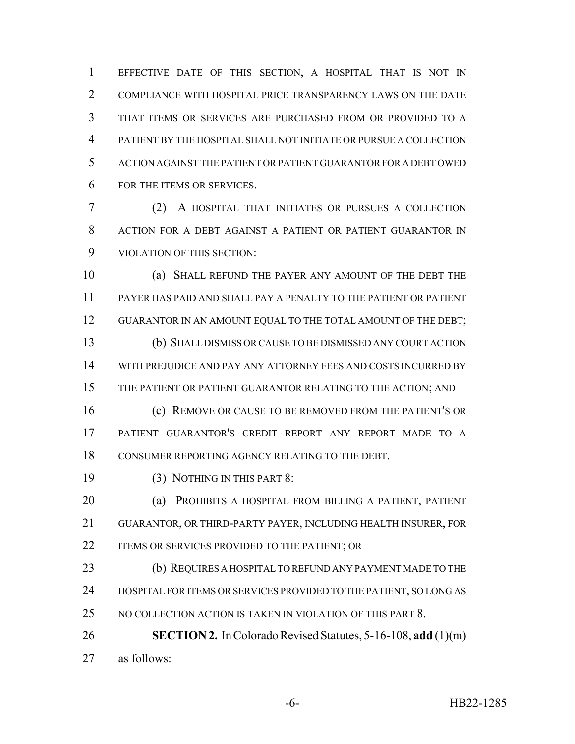EFFECTIVE DATE OF THIS SECTION, A HOSPITAL THAT IS NOT IN COMPLIANCE WITH HOSPITAL PRICE TRANSPARENCY LAWS ON THE DATE THAT ITEMS OR SERVICES ARE PURCHASED FROM OR PROVIDED TO A PATIENT BY THE HOSPITAL SHALL NOT INITIATE OR PURSUE A COLLECTION ACTION AGAINST THE PATIENT OR PATIENT GUARANTOR FOR A DEBT OWED FOR THE ITEMS OR SERVICES.

(2) A HOSPITAL THAT INITIATES OR PURSUES A COLLECTION ACTION FOR A DEBT AGAINST A PATIENT OR PATIENT GUARANTOR IN VIOLATION OF THIS SECTION:

(a) SHALL REFUND THE PAYER ANY AMOUNT OF THE DEBT THE PAYER HAS PAID AND SHALL PAY A PENALTY TO THE PATIENT OR PATIENT GUARANTOR IN AN AMOUNT EQUAL TO THE TOTAL AMOUNT OF THE DEBT;

(b) SHALL DISMISS OR CAUSE TO BE DISMISSED ANY COURT ACTION WITH PREJUDICE AND PAY ANY ATTORNEY FEES AND COSTS INCURRED BY THE PATIENT OR PATIENT GUARANTOR RELATING TO THE ACTION; AND

(c) REMOVE OR CAUSE TO BE REMOVED FROM THE PATIENT'S OR PATIENT GUARANTOR'S CREDIT REPORT ANY REPORT MADE TO A CONSUMER REPORTING AGENCY RELATING TO THE DEBT.

(3) NOTHING IN THIS PART 8:

(a) PROHIBITS A HOSPITAL FROM BILLING A PATIENT, PATIENT GUARANTOR, OR THIRD-PARTY PAYER, INCLUDING HEALTH INSURER, FOR ITEMS OR SERVICES PROVIDED TO THE PATIENT; OR

(b) REQUIRES A HOSPITAL TO REFUND ANY PAYMENT MADE TO THE HOSPITAL FOR ITEMS OR SERVICES PROVIDED TO THE PATIENT, SO LONG AS NO COLLECTION ACTION IS TAKEN IN VIOLATION OF THIS PART 8.

**SECTION 2.** In Colorado Revised Statutes, 5-16-108, **add** (1)(m) as follows: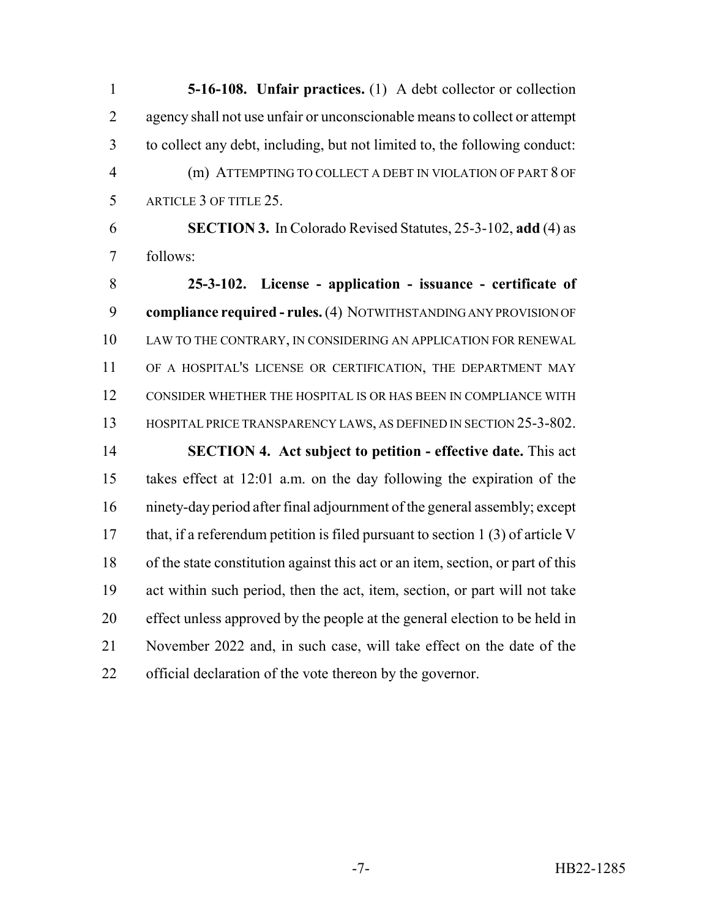**5-16-108. Unfair practices.** (1) A debt collector or collection agency shall not use unfair or unconscionable means to collect or attempt to collect any debt, including, but not limited to, the following conduct:

(m) ATTEMPTING TO COLLECT A DEBT IN VIOLATION OF PART 8 OF ARTICLE 3 OF TITLE 25.

**SECTION 3.** In Colorado Revised Statutes, 25-3-102, **add** (4) as follows:

**25-3-102. License - application - issuance - certificate of compliance required - rules.** (4) NOTWITHSTANDING ANY PROVISION OF LAW TO THE CONTRARY, IN CONSIDERING AN APPLICATION FOR RENEWAL OF A HOSPITAL'S LICENSE OR CERTIFICATION, THE DEPARTMENT MAY CONSIDER WHETHER THE HOSPITAL IS OR HAS BEEN IN COMPLIANCE WITH HOSPITAL PRICE TRANSPARENCY LAWS, AS DEFINED IN SECTION 25-3-802.

**SECTION 4. Act subject to petition - effective date.** This act takes effect at 12:01 a.m. on the day following the expiration of the ninety-day period after final adjournment of the general assembly; except that, if a referendum petition is filed pursuant to section 1 (3) of article V of the state constitution against this act or an item, section, or part of this act within such period, then the act, item, section, or part will not take effect unless approved by the people at the general election to be held in November 2022 and, in such case, will take effect on the date of the official declaration of the vote thereon by the governor.